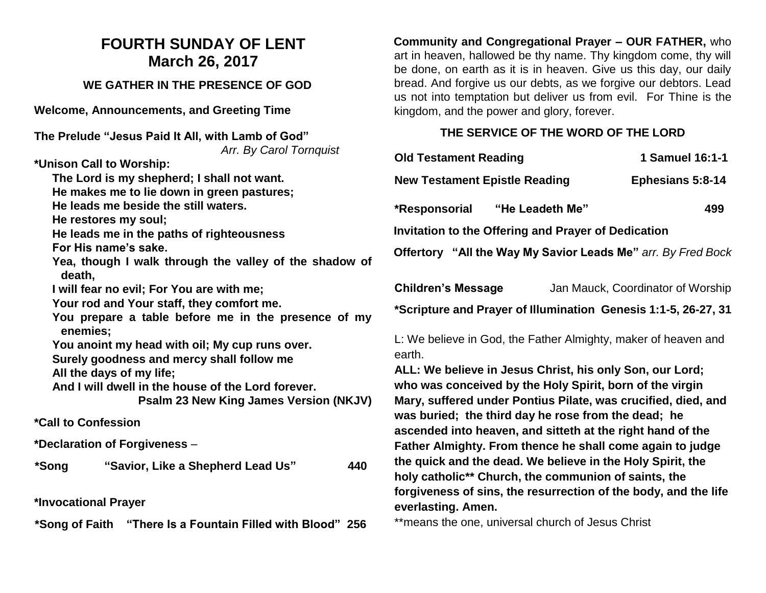# FOURTH SUNDAY OF LENT
# March 26, 2017

## WE GATHER IN THE PRESENCE OF GOD

**Welcome, Announcements, and Greeting Time**

**The Prelude "Jesus Paid It All, with Lamb of God"** *Arr. By Carol Tornquist*

**\*Unison Call to Worship:**

**The Lord is my shepherd; I shall not want.**
**He makes me to lie down in green pastures;**
**He leads me beside the still waters.**
**He restores my soul;**
**He leads me in the paths of righteousness**
**For His name's sake.**
**Yea, though I walk through the valley of the shadow of death,**
**I will fear no evil; For You are with me;**
**Your rod and Your staff, they comfort me.**
**You prepare a table before me in the presence of my enemies;**
**You anoint my head with oil; My cup runs over.**
**Surely goodness and mercy shall follow me**
**All the days of my life;**
**And I will dwell in the house of the Lord forever.**
**Psalm 23 New King James Version (NKJV)**

**\*Call to Confession**

**\*Declaration of Forgiveness** –

**\*Song "Savior, Like a Shepherd Lead Us" 440**

**\*Invocational Prayer**

**\*Song of Faith "There Is a Fountain Filled with Blood" 256**

**Community and Congregational Prayer – OUR FATHER,** who art in heaven, hallowed be thy name. Thy kingdom come, thy will be done, on earth as it is in heaven. Give us this day, our daily bread. And forgive us our debts, as we forgive our debtors. Lead us not into temptation but deliver us from evil. For Thine is the kingdom, and the power and glory, forever.

## THE SERVICE OF THE WORD OF THE LORD

**Old Testament Reading 1 Samuel 16:1-1**

**New Testament Epistle Reading Ephesians 5:8-14**

**\*Responsorial "He Leadeth Me" 499**

**Invitation to the Offering and Prayer of Dedication**

**Offertory "All the Way My Savior Leads Me"** *arr. By Fred Bock*

**Children's Message** Jan Mauck, Coordinator of Worship

**\*Scripture and Prayer of Illumination Genesis 1:1-5, 26-27, 31**

L: We believe in God, the Father Almighty, maker of heaven and earth.

**ALL: We believe in Jesus Christ, his only Son, our Lord; who was conceived by the Holy Spirit, born of the virgin Mary, suffered under Pontius Pilate, was crucified, died, and was buried; the third day he rose from the dead; he ascended into heaven, and sitteth at the right hand of the Father Almighty. From thence he shall come again to judge the quick and the dead. We believe in the Holy Spirit, the holy catholic\*\* Church, the communion of saints, the forgiveness of sins, the resurrection of the body, and the life everlasting. Amen.**

\*\*means the one, universal church of Jesus Christ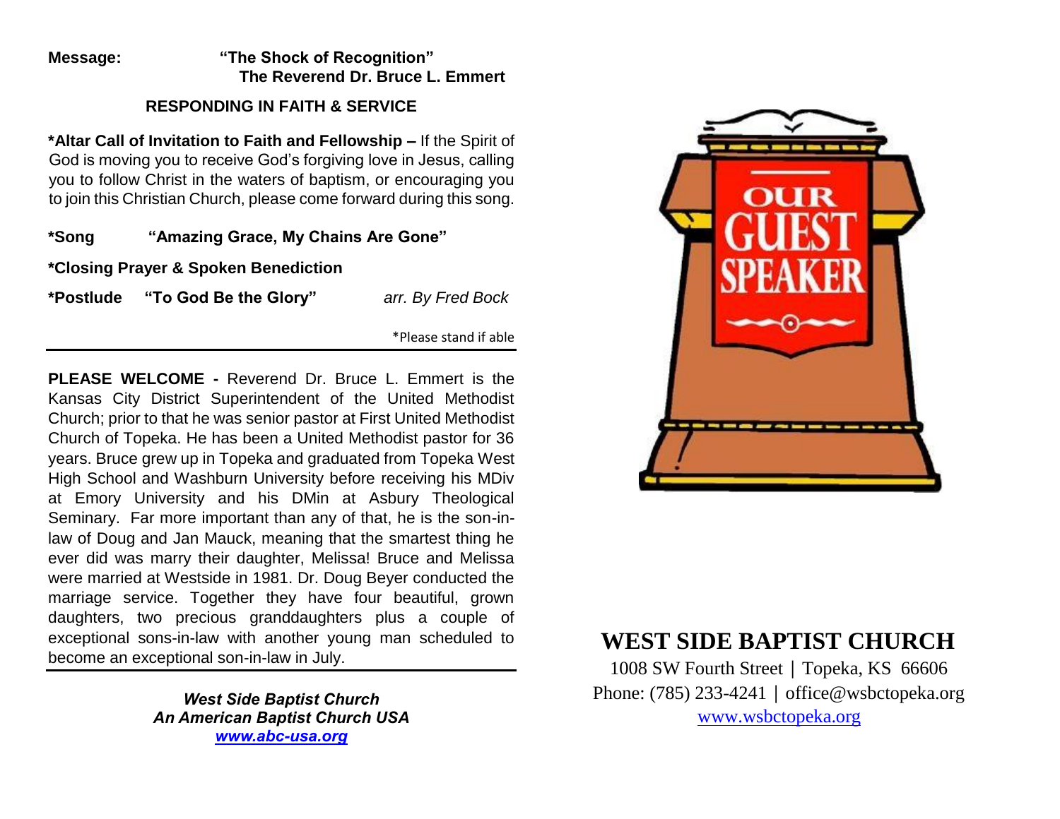**Message:** **"The Shock of Recognition"**
**The Reverend Dr. Bruce L. Emmert**

## RESPONDING IN FAITH & SERVICE

***Altar Call of Invitation to Faith and Fellowship –** If the Spirit of God is moving you to receive God's forgiving love in Jesus, calling you to follow Christ in the waters of baptism, or encouraging you to join this Christian Church, please come forward during this song.

***Song** **"Amazing Grace, My Chains Are Gone"**

***Closing Prayer & Spoken Benediction**

***Postlude** **"To God Be the Glory"** *arr. By Fred Bock*

*Please stand if able

---

**PLEASE WELCOME -** Reverend Dr. Bruce L. Emmert is the Kansas City District Superintendent of the United Methodist Church; prior to that he was senior pastor at First United Methodist Church of Topeka. He has been a United Methodist pastor for 36 years. Bruce grew up in Topeka and graduated from Topeka West High School and Washburn University before receiving his MDiv at Emory University and his DMin at Asbury Theological Seminary. Far more important than any of that, he is the son-in-law of Doug and Jan Mauck, meaning that the smartest thing he ever did was marry their daughter, Melissa! Bruce and Melissa were married at Westside in 1981. Dr. Doug Beyer conducted the marriage service. Together they have four beautiful, grown daughters, two precious granddaughters plus a couple of exceptional sons-in-law with another young man scheduled to become an exceptional son-in-law in July.

---

***West Side Baptist Church***
***An American Baptist Church USA***
***www.abc-usa.org***

OUR GUEST SPEAKER

# WEST SIDE BAPTIST CHURCH

1008 SW Fourth Street | Topeka, KS 66606
Phone: (785) 233-4241 | office@wsbctopeka.org
www.wsbctopeka.org